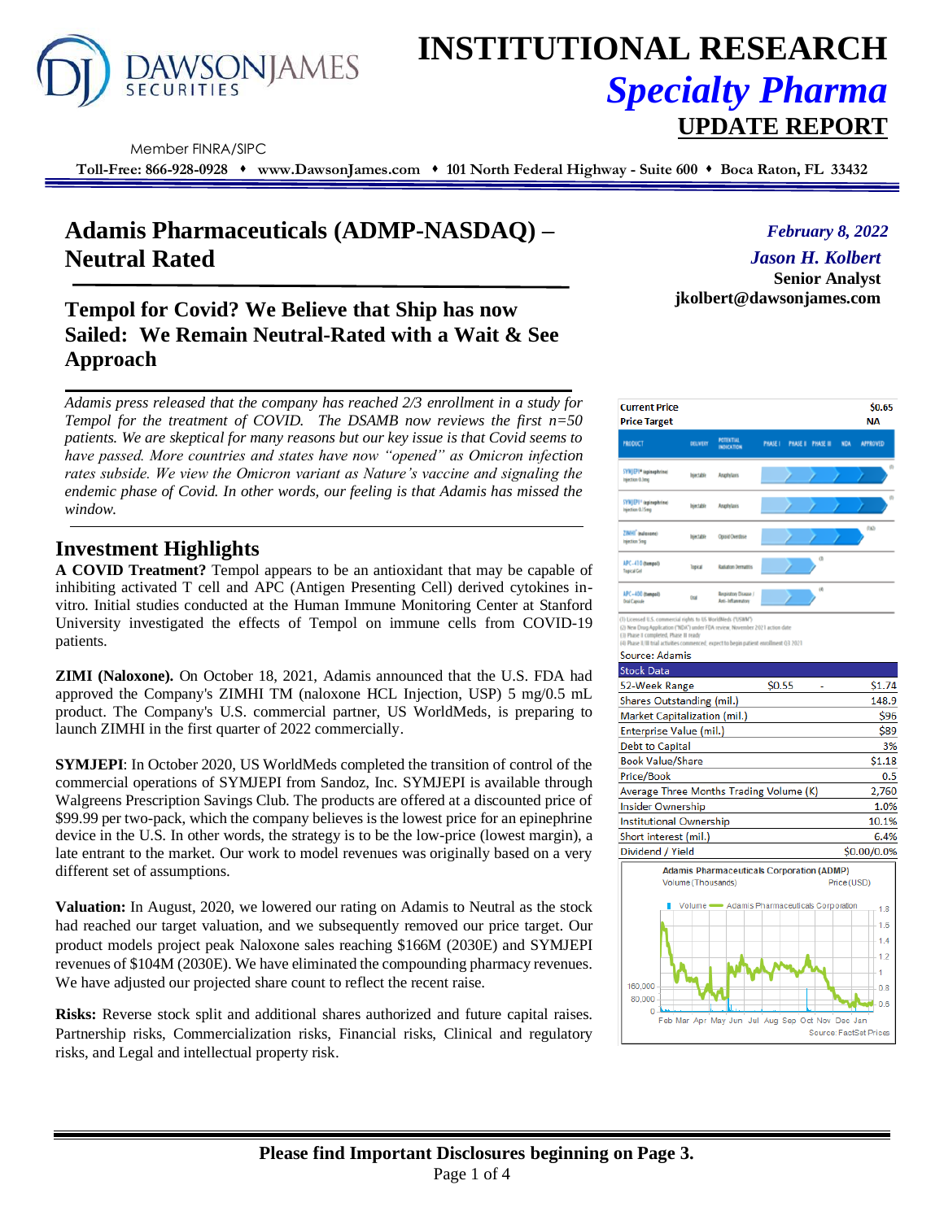# INSTITUTIONAL RESEARCH
## *Specialty Pharma*
## UPDATE REPORT

Member FINRA/SIPC

**Toll-Free: 866-928-0928 ♦ www.DawsonJames.com ♦ 101 North Federal Highway - Suite 600 ♦ Boca Raton, FL 33432**

# Adamis Pharmaceuticals (ADMP-NASDAQ) – Neutral Rated

*February 8, 2022*

*Jason H. Kolbert*
**Senior Analyst**
**jkolbert@dawsonjames.com**

## Tempol for Covid? We Believe that Ship has now Sailed: We Remain Neutral-Rated with a Wait & See Approach

*Adamis press released that the company has reached 2/3 enrollment in a study for Tempol for the treatment of COVID. The DSAMB now reviews the first n=50 patients. We are skeptical for many reasons but our key issue is that Covid seems to have passed. More countries and states have now "opened" as Omicron infection rates subside. We view the Omicron variant as Nature's vaccine and signaling the endemic phase of Covid. In other words, our feeling is that Adamis has missed the window.*

## Investment Highlights

**A COVID Treatment?** Tempol appears to be an antioxidant that may be capable of inhibiting activated T cell and APC (Antigen Presenting Cell) derived cytokines in-vitro. Initial studies conducted at the Human Immune Monitoring Center at Stanford University investigated the effects of Tempol on immune cells from COVID-19 patients.

**ZIMI (Naloxone).** On October 18, 2021, Adamis announced that the U.S. FDA had approved the Company's ZIMHI TM (naloxone HCL Injection, USP) 5 mg/0.5 mL product. The Company's U.S. commercial partner, US WorldMeds, is preparing to launch ZIMHI in the first quarter of 2022 commercially.

**SYMJEPI**: In October 2020, US WorldMeds completed the transition of control of the commercial operations of SYMJEPI from Sandoz, Inc. SYMJEPI is available through Walgreens Prescription Savings Club. The products are offered at a discounted price of $99.99 per two-pack, which the company believes is the lowest price for an epinephrine device in the U.S. In other words, the strategy is to be the low-price (lowest margin), a late entrant to the market. Our work to model revenues was originally based on a very different set of assumptions.

**Valuation:** In August, 2020, we lowered our rating on Adamis to Neutral as the stock had reached our target valuation, and we subsequently removed our price target. Our product models project peak Naloxone sales reaching $166M (2030E) and SYMJEPI revenues of $104M (2030E). We have eliminated the compounding pharmacy revenues. We have adjusted our projected share count to reflect the recent raise.

**Risks:** Reverse stock split and additional shares authorized and future capital raises. Partnership risks, Commercialization risks, Financial risks, Clinical and regulatory risks, and Legal and intellectual property risk.

| | |
|---|---|
| **Current Price** | **$0.65** |
| **Price Target** | **NA** |

| Product | Delivery | Potential Indication | Status |
|---|---|---|---|
| SYMJEPI (epinephrine) Injection 0.3mg | Injectable | Anaphylaxis | Approved (1) |
| SYMJEPI (epinephrine) Injection 0.15mg | Injectable | Anaphylaxis | Approved (1) |
| ZIMHI (naloxone) Injection 5mg | Injectable | Opioid Overdose | NDA (1)(2) |
| APC-410 (tempol) Topical Gel | Topical | Radiation Dermatitis | Phase I (3) |
| APC-400 (tempol) Oral Capsule | Oral | Respiratory Disease / Anti-Inflammatory | Phase I (4) |

(1) Licensed U.S. commercial rights to US WorldMeds ("USWM")
(2) New Drug Application ("NDA") under FDA review, November 2021 action date
(3) Phase II completed, Phase III ready
(4) Phase II/III trial activities commenced; expect to begin patient enrollment Q3 2021

Source: Adamis

| Stock Data | | |
|---|---|---|
| 52-Week Range | $0.55 - | $1.74 |
| Shares Outstanding (mil.) | | 148.9 |
| Market Capitalization (mil.) | | $96 |
| Enterprise Value (mil.) | | $89 |
| Debt to Capital | | 3% |
| Book Value/Share | | $1.18 |
| Price/Book | | 0.5 |
| Average Three Months Trading Volume (K) | | 2,760 |
| Insider Ownership | | 1.0% |
| Institutional Ownership | | 10.1% |
| Short interest (mil.) | | 6.4% |
| Dividend / Yield | | $0.00/0.0% |

Adamis Pharmaceuticals Corporation (ADMP)
Source: FactSet Prices

**Please find Important Disclosures beginning on Page 3.**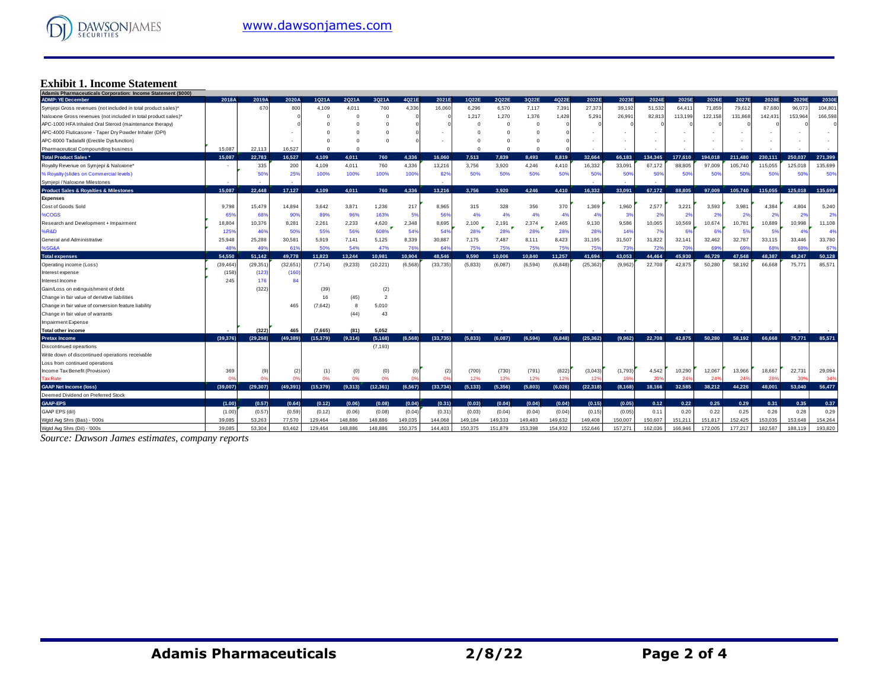# Exhibit 1. Income Statement

| Adamis Pharmaceuticals Corporation: Income Statement ($000) ADMP: YE December | 2018A | 2019A | 2020A | 1Q21A | 2Q21A | 3Q21A | 4Q21E | 2021E | 1Q22E | 2Q22E | 3Q22E | 4Q22E | 2022E | 2023E | 2024E | 2025E | 2026E | 2027E | 2028E | 2029E | 2030E |
|---|---|---|---|---|---|---|---|---|---|---|---|---|---|---|---|---|---|---|---|---|---|
| Symjepi Gross revenues (not included in total product sales)* | | 670 | 800 | 4,109 | 4,011 | 760 | 4,336 | 16,060 | 6,296 | 6,570 | 7,117 | 7,391 | 27,373 | 39,192 | 51,532 | 64,411 | 71,859 | 79,612 | 87,680 | 96,073 | 104,801 |
| Naloxone Gross revenues (not included in total product sales)* | | | 0 | 0 | 0 | 0 | 0 | 0 | 1,217 | 1,270 | 1,376 | 1,428 | 5,291 | 26,991 | 82,813 | 113,199 | 122,158 | 131,868 | 142,431 | 153,964 | 166,598 |
| APC-1000 HFA Inhaled Oral Steroid (maintenance therapy) | | | 0 | 0 | 0 | 0 | 0 | 0 | 0 | 0 | 0 | 0 | 0 | 0 | 0 | 0 | 0 | 0 | 0 | 0 | 0 |
| APC-4000 Fluticasone - Taper Dry Powder Inhaler (DPI) | | | - | 0 | 0 | 0 | 0 | - | 0 | 0 | 0 | 0 | - | - | - | - | - | - | - | - | - |
| APC-8000 Tadalafil (Erectile Dysfunction) | | | - | 0 | 0 | 0 | 0 | - | 0 | 0 | 0 | 0 | - | - | - | - | - | - | - | - | - |
| Pharmaceutical Compounding business | 15,087 | 22,113 | 16,527 | 0 | 0 | | | | 0 | 0 | 0 | 0 | - | - | - | - | - | - | - | - | - |
| **Total Product Sales *** | **15,087** | **22,783** | **16,527** | **4,109** | **4,011** | **760** | **4,336** | **16,060** | **7,513** | **7,839** | **8,493** | **8,819** | **32,664** | **66,183** | **134,345** | **177,610** | **194,018** | **211,480** | **230,111** | **250,037** | **271,399** |
| Royalty Revenue on Symjepi & Naloxone* | - | 335 | 200 | 4,109 | 4,011 | 760 | 4,336 | 13,216 | 3,756 | 3,920 | 4,246 | 4,410 | 16,332 | 33,091 | 67,172 | 88,805 | 97,009 | 105,740 | 115,055 | 125,018 | 135,699 |
| % Royalty (slides on Commercial levels) | | 50% | 25% | 100% | 100% | 100% | 100% | 82% | 50% | 50% | 50% | 50% | 50% | 50% | 50% | 50% | 50% | 50% | 50% | 50% | 50% |
| Symjepi / Naloxone Milestones | - | - | - | | | | | - | | | | | - | - | - | | | | | | |
| **Product Sales & Royalties & Milestones** | **15,087** | **22,448** | **17,127** | **4,109** | **4,011** | **760** | **4,336** | **13,216** | **3,756** | **3,920** | **4,246** | **4,410** | **16,332** | **33,091** | **67,172** | **88,805** | **97,009** | **105,740** | **115,055** | **125,018** | **135,699** |
| **Expenses** | | | | | | | | | | | | | | | | | | | | | |
| Cost of Goods Sold | 9,798 | 15,479 | 14,894 | 3,642 | 3,871 | 1,236 | 217 | 8,965 | 315 | 328 | 356 | 370 | 1,369 | 1,960 | 2,577 | 3,221 | 3,593 | 3,981 | 4,384 | 4,804 | 5,240 |
| %COGS | 65% | 68% | 90% | 89% | 96% | 163% | 5% | 56% | 4% | 4% | 4% | 4% | 4% | 3% | 2% | 2% | 2% | 2% | 2% | 2% | 2% |
| Research and Development + Impairment | 18,804 | 10,376 | 8,281 | 2,261 | 2,233 | 4,620 | 2,348 | 8,695 | 2,100 | 2,191 | 2,374 | 2,465 | 9,130 | 9,586 | 10,065 | 10,569 | 10,674 | 10,781 | 10,889 | 10,998 | 11,108 |
| %R&D | 125% | 46% | 50% | 55% | 56% | 608% | 54% | 54% | 28% | 28% | 28% | 28% | 28% | 14% | 7% | 6% | 6% | 5% | 5% | 4% | 4% |
| General and Administrative | 25,948 | 25,288 | 30,581 | 5,919 | 7,141 | 5,125 | 8,339 | 30,887 | 7,175 | 7,487 | 8,111 | 8,423 | 31,195 | 31,507 | 31,822 | 32,141 | 32,462 | 32,787 | 33,115 | 33,446 | 33,780 |
| %SG&A | 48% | 49% | 61% | 50% | 54% | 47% | 76% | 64% | 75% | 75% | 75% | 75% | 75% | 73% | 72% | 70% | 69% | 69% | 68% | 68% | 67% |
| **Total expenses** | **54,550** | **51,142** | **49,778** | **11,823** | **13,244** | **10,981** | **10,904** | **48,546** | **9,590** | **10,006** | **10,840** | **11,257** | **41,694** | **43,053** | **44,464** | **45,930** | **46,729** | **47,548** | **48,387** | **49,247** | **50,128** |
| Operating income (Loss) | (39,464) | (29,351) | (32,651) | (7,714) | (9,233) | (10,221) | (6,568) | (33,735) | (5,833) | (6,087) | (6,594) | (6,848) | (25,362) | (9,962) | 22,708 | 42,875 | 50,280 | 58,192 | 66,668 | 75,771 | 85,571 |
| Interest expense | (158) | (123) | (160) | | | | | | | | | | | | | | | | | | |
| Interest Income | 245 | 176 | 84 | | | | | | | | | | | | | | | | | | |
| Gain/Loss on extinguishment of debt | | (322) | | (39) | | (2) | | | | | | | | | | | | | | | |
| Change in fair value of derivitive liabilities | | | | 16 | (45) | 2 | | | | | | | | | | | | | | | |
| Change in fair value of conversion feature liability | | | 465 | (7,642) | 8 | 5,010 | | | | | | | | | | | | | | | |
| Change in fair value of warrants | | | | | (44) | 43 | | | | | | | | | | | | | | | |
| Impairment Expense | | | | | | | | | | | | | | | | | | | | | |
| **Total other income** | - | **(322)** | **465** | **(7,665)** | **(81)** | **5,052** | - | - | - | - | - | - | - | - | - | - | - | - | - | - | - |
| **Pretax Income** | **(39,376)** | **(29,298)** | **(49,389)** | **(15,379)** | **(9,314)** | **(5,168)** | **(6,568)** | **(33,735)** | **(5,833)** | **(6,087)** | **(6,594)** | **(6,848)** | **(25,362)** | **(9,962)** | **22,708** | **42,875** | **50,280** | **58,192** | **66,668** | **75,771** | **85,571** |
| Discontinued opeartions | | | | | | (7,193) | | | | | | | | | | | | | | | |
| Write down of discontinued operations receivable | | | | | | | | | | | | | | | | | | | | | |
| Loss from continued operations | | | | | | | | | | | | | | | | | | | | | |
| Income Tax Benefit (Provision) | 369 | (9) | (2) | (1) | (0) | (0) | (0) | (2) | (700) | (730) | (791) | (822) | (3,043) | (1,793) | 4,542 | 10,290 | 12,067 | 13,966 | 18,667 | 22,731 | 29,094 |
| Tax Rate | 0% | 0% | 0% | 0% | 0% | 0% | 0% | 0% | 12% | 12% | 12% | 12% | 12% | 18% | 20% | 24% | 24% | 24% | 28% | 30% | 34% |
| **GAAP Net Income (loss)** | **(39,007)** | **(29,307)** | **(49,391)** | **(15,379)** | **(9,313)** | **(12,361)** | **(6,567)** | **(33,734)** | **(5,133)** | **(5,356)** | **(5,803)** | **(6,026)** | **(22,318)** | **(8,168)** | **18,166** | **32,585** | **38,212** | **44,226** | **48,001** | **53,040** | **56,477** |
| Deemed Dividend on Preferred Stock | | | | | | | | | | | | | | | | | | | | | |
| **GAAP-EPS** | **(1.00)** | **(0.57)** | **(0.64)** | **(0.12)** | **(0.06)** | **(0.08)** | **(0.04)** | **(0.31)** | **(0.03)** | **(0.04)** | **(0.04)** | **(0.04)** | **(0.15)** | **(0.05)** | **0.12** | **0.22** | **0.25** | **0.29** | **0.31** | **0.35** | **0.37** |
| GAAP EPS (dil) | (1.00) | (0.57) | (0.59) | (0.12) | (0.06) | (0.08) | (0.04) | (0.31) | (0.03) | (0.04) | (0.04) | (0.04) | (0.15) | (0.05) | 0.11 | 0.20 | 0.22 | 0.25 | 0.26 | 0.28 | 0.29 |
| Wgtd Avg Shrs (Bas) - '000s | 39,085 | 53,263 | 77,570 | 129,464 | 148,886 | 148,886 | 149,035 | 144,068 | 149,184 | 149,333 | 149,483 | 149,632 | 149,408 | 150,007 | 150,607 | 151,211 | 151,817 | 152,425 | 153,035 | 153,648 | 154,264 |
| Wgtd Avg Shrs (Dil) - '000s | 39,085 | 53,304 | 83,462 | 129,464 | 148,886 | 148,886 | 150,375 | 144,403 | 150,375 | 151,879 | 153,398 | 154,932 | 152,646 | 157,271 | 162,036 | 166,946 | 172,005 | 177,217 | 182,587 | 188,119 | 193,820 |

*Source: Dawson James estimates, company reports*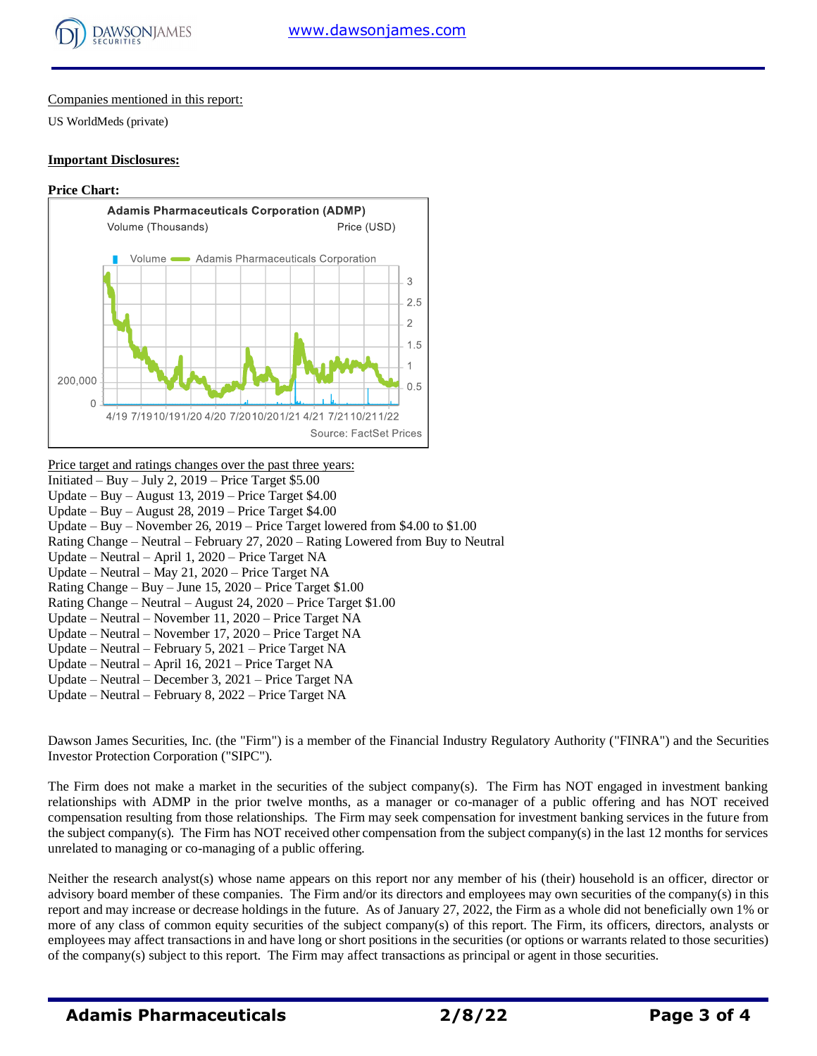Companies mentioned in this report:

US WorldMeds (private)

**Important Disclosures:**

**Price Chart:**

Price target and ratings changes over the past three years:

Initiated – Buy – July 2, 2019 – Price Target $5.00
Update – Buy – August 13, 2019 – Price Target $4.00
Update – Buy – August 28, 2019 – Price Target $4.00
Update – Buy – November 26, 2019 – Price Target lowered from $4.00 to $1.00
Rating Change – Neutral – February 27, 2020 – Rating Lowered from Buy to Neutral
Update – Neutral – April 1, 2020 – Price Target NA
Update – Neutral – May 21, 2020 – Price Target NA
Rating Change – Buy – June 15, 2020 – Price Target $1.00
Rating Change – Neutral – August 24, 2020 – Price Target $1.00
Update – Neutral – November 11, 2020 – Price Target NA
Update – Neutral – November 17, 2020 – Price Target NA
Update – Neutral – February 5, 2021 – Price Target NA
Update – Neutral – April 16, 2021 – Price Target NA
Update – Neutral – December 3, 2021 – Price Target NA
Update – Neutral – February 8, 2022 – Price Target NA

Dawson James Securities, Inc. (the "Firm") is a member of the Financial Industry Regulatory Authority ("FINRA") and the Securities Investor Protection Corporation ("SIPC").

The Firm does not make a market in the securities of the subject company(s). The Firm has NOT engaged in investment banking relationships with ADMP in the prior twelve months, as a manager or co-manager of a public offering and has NOT received compensation resulting from those relationships. The Firm may seek compensation for investment banking services in the future from the subject company(s). The Firm has NOT received other compensation from the subject company(s) in the last 12 months for services unrelated to managing or co-managing of a public offering.

Neither the research analyst(s) whose name appears on this report nor any member of his (their) household is an officer, director or advisory board member of these companies. The Firm and/or its directors and employees may own securities of the company(s) in this report and may increase or decrease holdings in the future. As of January 27, 2022, the Firm as a whole did not beneficially own 1% or more of any class of common equity securities of the subject company(s) of this report. The Firm, its officers, directors, analysts or employees may affect transactions in and have long or short positions in the securities (or options or warrants related to those securities) of the company(s) subject to this report. The Firm may affect transactions as principal or agent in those securities.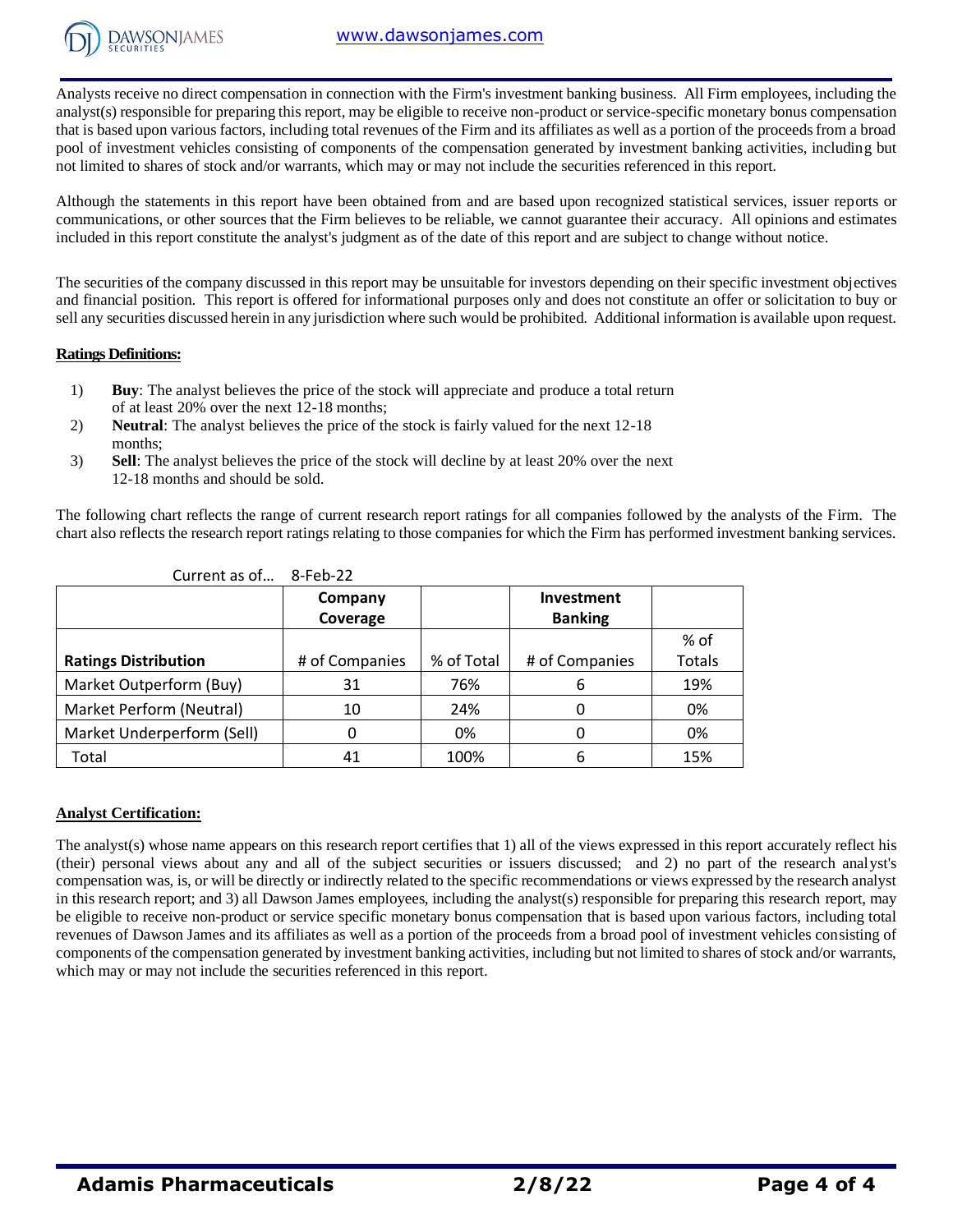Analysts receive no direct compensation in connection with the Firm's investment banking business. All Firm employees, including the analyst(s) responsible for preparing this report, may be eligible to receive non-product or service-specific monetary bonus compensation that is based upon various factors, including total revenues of the Firm and its affiliates as well as a portion of the proceeds from a broad pool of investment vehicles consisting of components of the compensation generated by investment banking activities, including but not limited to shares of stock and/or warrants, which may or may not include the securities referenced in this report.

Although the statements in this report have been obtained from and are based upon recognized statistical services, issuer reports or communications, or other sources that the Firm believes to be reliable, we cannot guarantee their accuracy. All opinions and estimates included in this report constitute the analyst's judgment as of the date of this report and are subject to change without notice.

The securities of the company discussed in this report may be unsuitable for investors depending on their specific investment objectives and financial position. This report is offered for informational purposes only and does not constitute an offer or solicitation to buy or sell any securities discussed herein in any jurisdiction where such would be prohibited. Additional information is available upon request.

**Ratings Definitions:**

1) **Buy**: The analyst believes the price of the stock will appreciate and produce a total return of at least 20% over the next 12-18 months;
2) **Neutral**: The analyst believes the price of the stock is fairly valued for the next 12-18 months;
3) **Sell**: The analyst believes the price of the stock will decline by at least 20% over the next 12-18 months and should be sold.

The following chart reflects the range of current research report ratings for all companies followed by the analysts of the Firm. The chart also reflects the research report ratings relating to those companies for which the Firm has performed investment banking services.

Current as of... 8-Feb-22

| | Company Coverage | | Investment Banking | |
|---|---|---|---|---|
| **Ratings Distribution** | # of Companies | % of Total | # of Companies | % of Totals |
| Market Outperform (Buy) | 31 | 76% | 6 | 19% |
| Market Perform (Neutral) | 10 | 24% | 0 | 0% |
| Market Underperform (Sell) | 0 | 0% | 0 | 0% |
| Total | 41 | 100% | 6 | 15% |

**Analyst Certification:**

The analyst(s) whose name appears on this research report certifies that 1) all of the views expressed in this report accurately reflect his (their) personal views about any and all of the subject securities or issuers discussed; and 2) no part of the research analyst's compensation was, is, or will be directly or indirectly related to the specific recommendations or views expressed by the research analyst in this research report; and 3) all Dawson James employees, including the analyst(s) responsible for preparing this research report, may be eligible to receive non-product or service specific monetary bonus compensation that is based upon various factors, including total revenues of Dawson James and its affiliates as well as a portion of the proceeds from a broad pool of investment vehicles consisting of components of the compensation generated by investment banking activities, including but not limited to shares of stock and/or warrants, which may or may not include the securities referenced in this report.